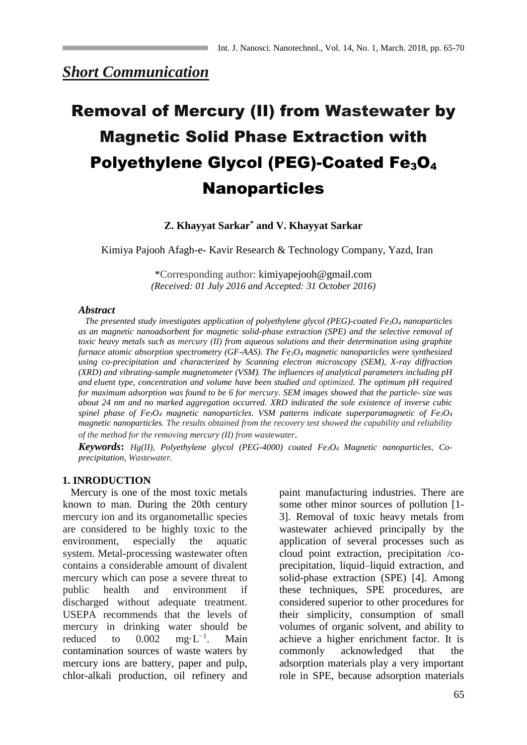*Short Communication*

# Removal of Mercury (II) from Wastewater by Magnetic Solid Phase Extraction with Polyethylene Glycol (PEG)-Coated $Fe_3O_4$ Nanoparticles

**Z. Khayyat Sarkar[*] and V. Khayyat Sarkar**

Kimiya Pajooh Afagh-e- Kavir Research & Technology Company, Yazd, Iran

*Corresponding author: kimiyapejooh@gmail.com
*(Received: 01 July 2016 and Accepted: 31 October 2016)*

### *Abstract*

*The presented study investigates application of polyethylene glycol (PEG)-coated $Fe_3O_4$ nanoparticles as an magnetic nanoadsorbent for magnetic solid-phase extraction (SPE) and the selective removal of toxic heavy metals such as mercury (II) from aqueous solutions and their determination using graphite furnace atomic absorption spectrometry (GF-AAS). The $Fe_3O_4$ magnetic nanoparticles were synthesized using co-precipitation and characterized by Scanning electron microscopy (SEM), X-ray diffraction (XRD) and vibrating-sample magnetometer (VSM). The influences of analytical parameters including pH and eluent type, concentration and volume have been studied and optimized. The optimum pH required for maximum adsorption was found to be 6 for mercury. SEM images showed that the particle- size was about 24 nm and no marked aggregation occurred. XRD indicated the sole existence of inverse cubic spinel phase of $Fe_3O_4$ magnetic nanoparticles. VSM patterns indicate superparamagnetic of $Fe_3O_4$ magnetic nanoparticles. The results obtained from the recovery test showed the capability and reliability of the method for the removing mercury (II) from wastewater.*

***Keywords*:** *Hg(II), Polyethylene glycol (PEG-4000) coated $Fe_3O_4$ Magnetic nanoparticles, Co-precipitation, Wastewater.*

## 1. INRODUCTION

Mercury is one of the most toxic metals known to man. During the 20th century mercury ion and its organometallic species are considered to be highly toxic to the environment, especially the aquatic system. Metal-processing wastewater often contains a considerable amount of divalent mercury which can pose a severe threat to public health and environment if discharged without adequate treatment. USEPA recommends that the levels of mercury in drinking water should be reduced to 0.002 $mg \cdot L^{-1}$. Main contamination sources of waste waters by mercury ions are battery, paper and pulp, chlor-alkali production, oil refinery and paint manufacturing industries. There are some other minor sources of pollution [1-3]. Removal of toxic heavy metals from wastewater achieved principally by the application of several processes such as cloud point extraction, precipitation /co-precipitation, liquid–liquid extraction, and solid-phase extraction (SPE) [4]. Among these techniques, SPE procedures, are considered superior to other procedures for their simplicity, consumption of small volumes of organic solvent, and ability to achieve a higher enrichment factor. It is commonly acknowledged that the adsorption materials play a very important role in SPE, because adsorption materials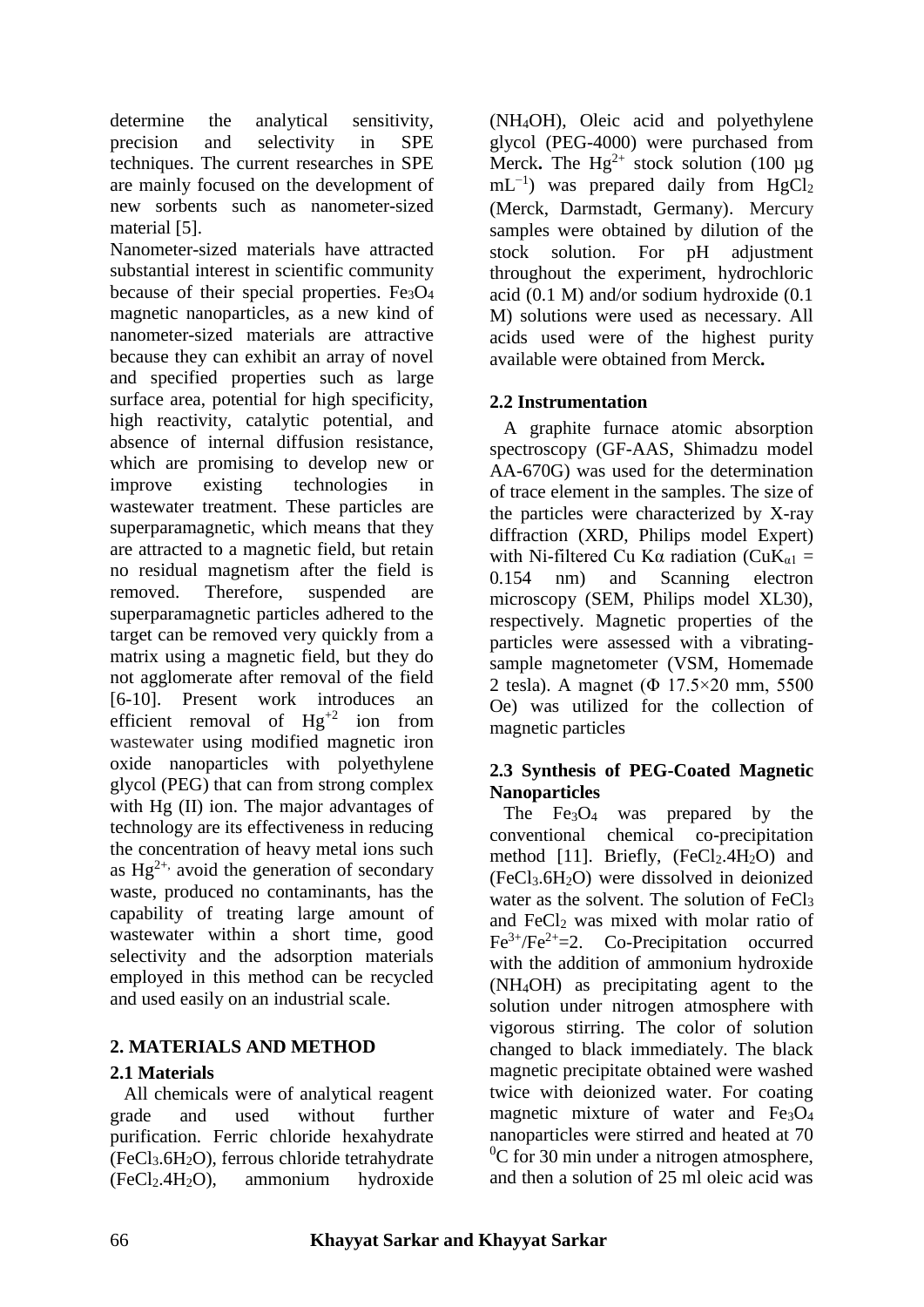determine the analytical sensitivity, precision and selectivity in SPE techniques. The current researches in SPE are mainly focused on the development of new sorbents such as nanometer-sized material [5].

Nanometer-sized materials have attracted substantial interest in scientific community because of their special properties. $Fe_3O_4$ magnetic nanoparticles, as a new kind of nanometer-sized materials are attractive because they can exhibit an array of novel and specified properties such as large surface area, potential for high specificity, high reactivity, catalytic potential, and absence of internal diffusion resistance, which are promising to develop new or improve existing technologies in wastewater treatment. These particles are superparamagnetic, which means that they are attracted to a magnetic field, but retain no residual magnetism after the field is removed. Therefore, suspended are superparamagnetic particles adhered to the target can be removed very quickly from a matrix using a magnetic field, but they do not agglomerate after removal of the field [6-10]. Present work introduces an efficient removal of $Hg^{+2}$ ion from wastewater using modified magnetic iron oxide nanoparticles with polyethylene glycol (PEG) that can from strong complex with Hg (II) ion. The major advantages of technology are its effectiveness in reducing the concentration of heavy metal ions such as $Hg^{2+,}$ avoid the generation of secondary waste, produced no contaminants, has the capability of treating large amount of wastewater within a short time, good selectivity and the adsorption materials employed in this method can be recycled and used easily on an industrial scale.

## 2. MATERIALS AND METHOD

### 2.1 Materials

All chemicals were of analytical reagent grade and used without further purification. Ferric chloride hexahydrate ($FeCl_3.6H_2O$), ferrous chloride tetrahydrate ($FeCl_2.4H_2O$), ammonium hydroxide ($NH_4OH$), Oleic acid and polyethylene glycol (PEG-4000) were purchased from Merck**.** The $Hg^{2+}$ stock solution (100 µg $mL^{-1}$) was prepared daily from $HgCl_2$ (Merck, Darmstadt, Germany). Mercury samples were obtained by dilution of the stock solution. For pH adjustment throughout the experiment, hydrochloric acid (0.1 M) and/or sodium hydroxide (0.1 M) solutions were used as necessary. All acids used were of the highest purity available were obtained from Merck**.**

### 2.2 Instrumentation

A graphite furnace atomic absorption spectroscopy (GF-AAS, Shimadzu model AA-670G) was used for the determination of trace element in the samples. The size of the particles were characterized by X-ray diffraction (XRD, Philips model Expert) with Ni-filtered Cu Kα radiation ($CuK_{\alpha 1}$ = 0.154 nm) and Scanning electron microscopy (SEM, Philips model XL30), respectively. Magnetic properties of the particles were assessed with a vibrating-sample magnetometer (VSM, Homemade 2 tesla). A magnet (Φ 17.5×20 mm, 5500 Oe) was utilized for the collection of magnetic particles

### 2.3 Synthesis of PEG-Coated Magnetic Nanoparticles

The $Fe_3O_4$ was prepared by the conventional chemical co-precipitation method [11]. Briefly, ($FeCl_2.4H_2O$) and ($FeCl_3.6H_2O$) were dissolved in deionized water as the solvent. The solution of $FeCl_3$ and $FeCl_2$ was mixed with molar ratio of $Fe^{3+}/Fe^{2+}=2$. Co-Precipitation occurred with the addition of ammonium hydroxide ($NH_4OH$) as precipitating agent to the solution under nitrogen atmosphere with vigorous stirring. The color of solution changed to black immediately. The black magnetic precipitate obtained were washed twice with deionized water. For coating magnetic mixture of water and $Fe_3O_4$ nanoparticles were stirred and heated at 70 $^0$C for 30 min under a nitrogen atmosphere, and then a solution of 25 ml oleic acid was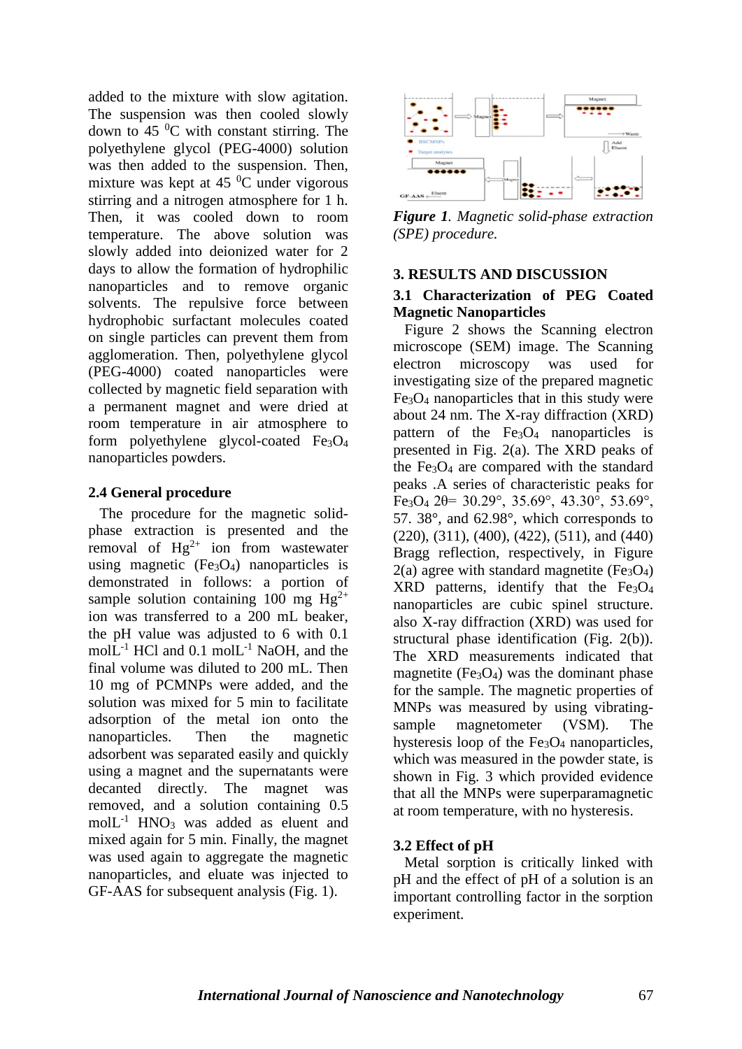added to the mixture with slow agitation. The suspension was then cooled slowly down to 45 $^0$C with constant stirring. The polyethylene glycol (PEG-4000) solution was then added to the suspension. Then, mixture was kept at 45 $^0$C under vigorous stirring and a nitrogen atmosphere for 1 h. Then, it was cooled down to room temperature. The above solution was slowly added into deionized water for 2 days to allow the formation of hydrophilic nanoparticles and to remove organic solvents. The repulsive force between hydrophobic surfactant molecules coated on single particles can prevent them from agglomeration. Then, polyethylene glycol (PEG-4000) coated nanoparticles were collected by magnetic field separation with a permanent magnet and were dried at room temperature in air atmosphere to form polyethylene glycol-coated $Fe_3O_4$ nanoparticles powders.

## 2.4 General procedure

The procedure for the magnetic solid-phase extraction is presented and the removal of $Hg^{2+}$ ion from wastewater using magnetic ($Fe_3O_4$) nanoparticles is demonstrated in follows: a portion of sample solution containing 100 mg $Hg^{2+}$ ion was transferred to a 200 mL beaker, the pH value was adjusted to 6 with 0.1 molL$^{-1}$ HCl and 0.1 molL$^{-1}$ NaOH, and the final volume was diluted to 200 mL. Then 10 mg of PCMNPs were added, and the solution was mixed for 5 min to facilitate adsorption of the metal ion onto the nanoparticles. Then the magnetic adsorbent was separated easily and quickly using a magnet and the supernatants were decanted directly. The magnet was removed, and a solution containing 0.5 molL$^{-1}$ $HNO_3$ was added as eluent and mixed again for 5 min. Finally, the magnet was used again to aggregate the magnetic nanoparticles, and eluate was injected to GF-AAS for subsequent analysis (Fig. 1).

***Figure 1**. Magnetic solid-phase extraction (SPE) procedure.*

# 3. RESULTS AND DISCUSSION

## 3.1 Characterization of PEG Coated Magnetic Nanoparticles

Figure 2 shows the Scanning electron microscope (SEM) image. The Scanning electron microscopy was used for investigating size of the prepared magnetic $Fe_3O_4$ nanoparticles that in this study were about 24 nm. The X-ray diffraction (XRD) pattern of the $Fe_3O_4$ nanoparticles is presented in Fig. 2(a). The XRD peaks of the $Fe_3O_4$ are compared with the standard peaks .A series of characteristic peaks for $Fe_3O_4$ $2\theta$= 30.29°, 35.69°, 43.30°, 53.69°, 57. 38°, and 62.98°, which corresponds to (220), (311), (400), (422), (511), and (440) Bragg reflection, respectively, in Figure 2(a) agree with standard magnetite ($Fe_3O_4$) XRD patterns, identify that the $Fe_3O_4$ nanoparticles are cubic spinel structure. also X-ray diffraction (XRD) was used for structural phase identification (Fig. 2(b)). The XRD measurements indicated that magnetite ($Fe_3O_4$) was the dominant phase for the sample. The magnetic properties of MNPs was measured by using vibrating-sample magnetometer (VSM). The hysteresis loop of the $Fe_3O_4$ nanoparticles, which was measured in the powder state, is shown in Fig. 3 which provided evidence that all the MNPs were superparamagnetic at room temperature, with no hysteresis.

## 3.2 Effect of pH

Metal sorption is critically linked with pH and the effect of pH of a solution is an important controlling factor in the sorption experiment.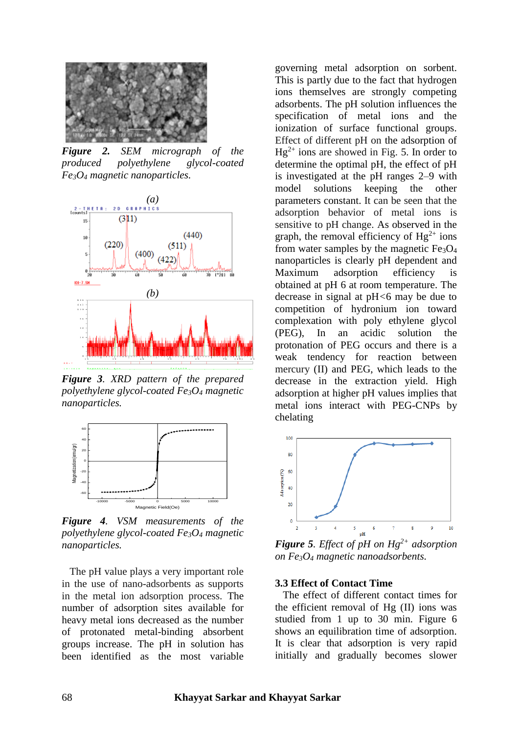*Figure 2. SEM micrograph of the produced polyethylene glycol-coated $Fe_3O_4$ magnetic nanoparticles.*

*Figure 3. XRD pattern of the prepared polyethylene glycol-coated $Fe_3O_4$ magnetic nanoparticles.*

*Figure 4. VSM measurements of the polyethylene glycol-coated $Fe_3O_4$ magnetic nanoparticles.*

The pH value plays a very important role in the use of nano-adsorbents as supports in the metal ion adsorption process. The number of adsorption sites available for heavy metal ions decreased as the number of protonated metal-binding absorbent groups increase. The pH in solution has been identified as the most variable governing metal adsorption on sorbent. This is partly due to the fact that hydrogen ions themselves are strongly competing adsorbents. The pH solution influences the specification of metal ions and the ionization of surface functional groups. Effect of different pH on the adsorption of $Hg^{2+}$ ions are showed in Fig. 5. In order to determine the optimal pH, the effect of pH is investigated at the pH ranges 2–9 with model solutions keeping the other parameters constant. It can be seen that the adsorption behavior of metal ions is sensitive to pH change. As observed in the graph, the removal efficiency of $Hg^{2+}$ ions from water samples by the magnetic $Fe_3O_4$ nanoparticles is clearly pH dependent and Maximum adsorption efficiency is obtained at pH 6 at room temperature. The decrease in signal at pH<6 may be due to competition of hydronium ion toward complexation with poly ethylene glycol (PEG), In an acidic solution the protonation of PEG occurs and there is a weak tendency for reaction between mercury (II) and PEG, which leads to the decrease in the extraction yield. High adsorption at higher pH values implies that metal ions interact with PEG-CNPs by chelating

*Figure 5. Effect of pH on $Hg^{2+}$ adsorption on $Fe_3O_4$ magnetic nanoadsorbents.*

### 3.3 Effect of Contact Time

The effect of different contact times for the efficient removal of Hg (II) ions was studied from 1 up to 30 min. Figure 6 shows an equilibration time of adsorption. It is clear that adsorption is very rapid initially and gradually becomes slower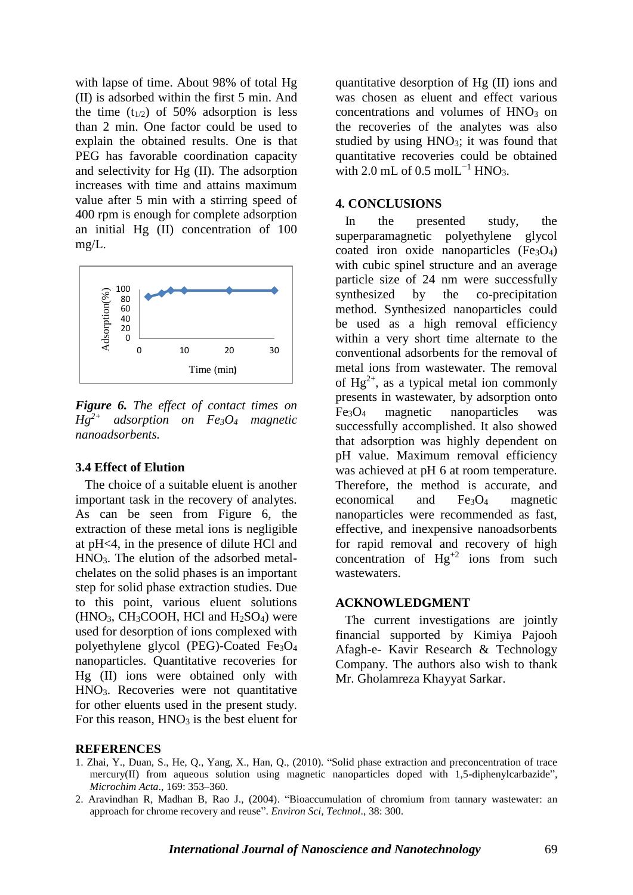with lapse of time. About 98% of total Hg (II) is adsorbed within the first 5 min. And the time ($t_{1/2}$) of 50% adsorption is less than 2 min. One factor could be used to explain the obtained results. One is that PEG has favorable coordination capacity and selectivity for Hg (II). The adsorption increases with time and attains maximum value after 5 min with a stirring speed of 400 rpm is enough for complete adsorption an initial Hg (II) concentration of 100 mg/L.

***Figure 6.*** *The effect of contact times on $Hg^{2+}$ adsorption on $Fe_3O_4$ magnetic nanoadsorbents.*

### 3.4 Effect of Elution

The choice of a suitable eluent is another important task in the recovery of analytes. As can be seen from Figure 6, the extraction of these metal ions is negligible at pH<4, in the presence of dilute HCl and $HNO_3$. The elution of the adsorbed metal-chelates on the solid phases is an important step for solid phase extraction studies. Due to this point, various eluent solutions ($HNO_3$, $CH_3COOH$, HCl and $H_2SO_4$) were used for desorption of ions complexed with polyethylene glycol (PEG)-Coated $Fe_3O_4$ nanoparticles. Quantitative recoveries for Hg (II) ions were obtained only with $HNO_3$. Recoveries were not quantitative for other eluents used in the present study. For this reason, $HNO_3$ is the best eluent for quantitative desorption of Hg (II) ions and was chosen as eluent and effect various concentrations and volumes of $HNO_3$ on the recoveries of the analytes was also studied by using $HNO_3$; it was found that quantitative recoveries could be obtained with 2.0 mL of 0.5 $molL^{-1}$ $HNO_3$.

## 4. CONCLUSIONS

In the presented study, the superparamagnetic polyethylene glycol coated iron oxide nanoparticles ($Fe_3O_4$) with cubic spinel structure and an average particle size of 24 nm were successfully synthesized by the co-precipitation method. Synthesized nanoparticles could be used as a high removal efficiency within a very short time alternate to the conventional adsorbents for the removal of metal ions from wastewater. The removal of $Hg^{2+}$, as a typical metal ion commonly presents in wastewater, by adsorption onto $Fe_3O_4$ magnetic nanoparticles was successfully accomplished. It also showed that adsorption was highly dependent on pH value. Maximum removal efficiency was achieved at pH 6 at room temperature. Therefore, the method is accurate, and economical and $Fe_3O_4$ magnetic nanoparticles were recommended as fast, effective, and inexpensive nanoadsorbents for rapid removal and recovery of high concentration of $Hg^{+2}$ ions from such wastewaters.

## ACKNOWLEDGMENT

The current investigations are jointly financial supported by Kimiya Pajooh Afagh-e- Kavir Research & Technology Company. The authors also wish to thank Mr. Gholamreza Khayyat Sarkar.

## REFERENCES

1. Zhai, Y., Duan, S., He, Q., Yang, X., Han, Q., (2010). "Solid phase extraction and preconcentration of trace mercury(II) from aqueous solution using magnetic nanoparticles doped with 1,5-diphenylcarbazide", *Microchim Acta*., 169: 353–360.
2. Aravindhan R, Madhan B, Rao J., (2004). "Bioaccumulation of chromium from tannary wastewater: an approach for chrome recovery and reuse". *Environ Sci, Technol*., 38: 300.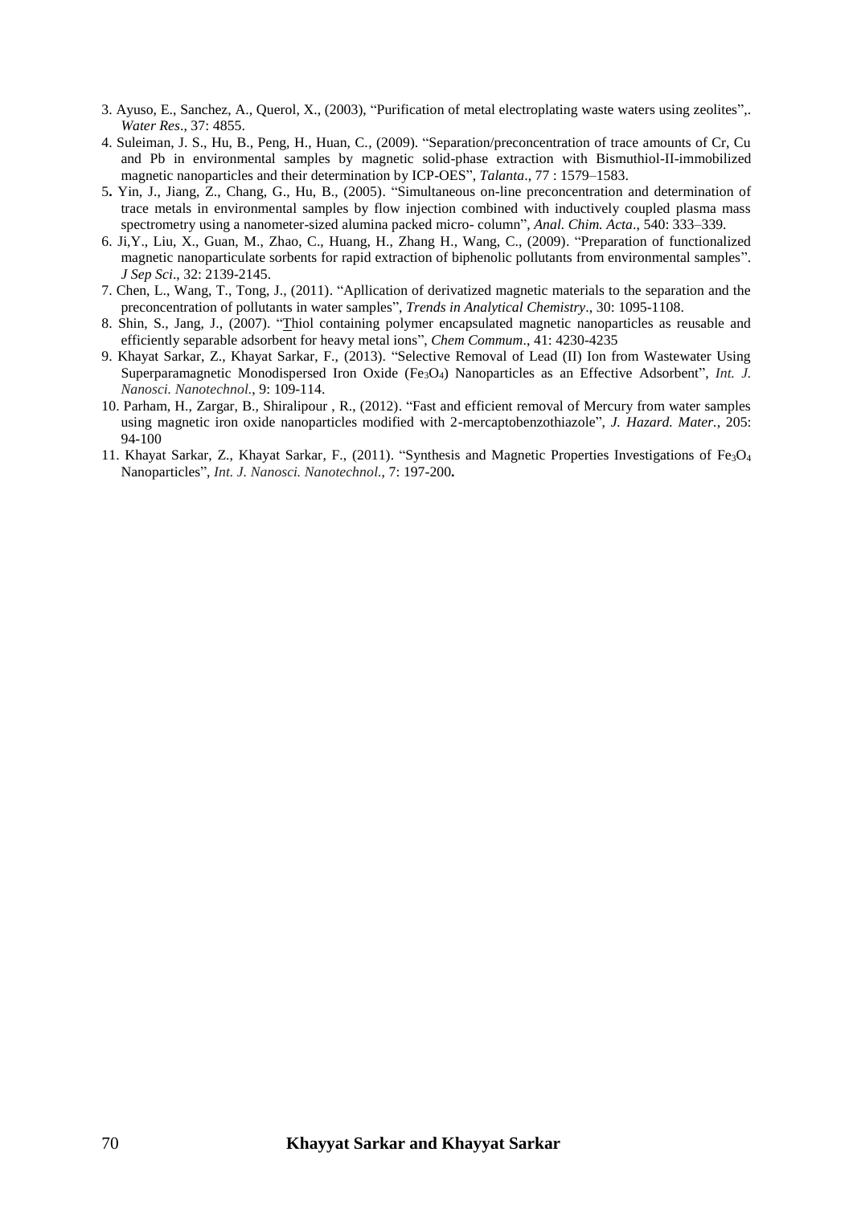3. Ayuso, E., Sanchez, A., Querol, X., (2003), "Purification of metal electroplating waste waters using zeolites",. *Water Res*., 37: 4855.
4. Suleiman, J. S., Hu, B., Peng, H., Huan, C., (2009). "Separation/preconcentration of trace amounts of Cr, Cu and Pb in environmental samples by magnetic solid-phase extraction with Bismuthiol-II-immobilized magnetic nanoparticles and their determination by ICP-OES", *Talanta*., 77 : 1579–1583.
5. Yin, J., Jiang, Z., Chang, G., Hu, B., (2005). "Simultaneous on-line preconcentration and determination of trace metals in environmental samples by flow injection combined with inductively coupled plasma mass spectrometry using a nanometer-sized alumina packed micro- column", *Anal. Chim. Acta*., 540: 333–339.
6. Ji,Y., Liu, X., Guan, M., Zhao, C., Huang, H., Zhang H., Wang, C., (2009). "Preparation of functionalized magnetic nanoparticulate sorbents for rapid extraction of biphenolic pollutants from environmental samples". *J Sep Sci*., 32: 2139-2145.
7. Chen, L., Wang, T., Tong, J., (2011). "Apllication of derivatized magnetic materials to the separation and the preconcentration of pollutants in water samples", *Trends in Analytical Chemistry*., 30: 1095-1108.
8. Shin, S., Jang, J., (2007). "Thiol containing polymer encapsulated magnetic nanoparticles as reusable and efficiently separable adsorbent for heavy metal ions", *Chem Commum*., 41: 4230-4235
9. Khayat Sarkar, Z., Khayat Sarkar, F., (2013). "Selective Removal of Lead (II) Ion from Wastewater Using Superparamagnetic Monodispersed Iron Oxide ($Fe_3O_4$) Nanoparticles as an Effective Adsorbent", *Int. J. Nanosci. Nanotechnol*., 9: 109-114.
10. Parham, H., Zargar, B., Shiralipour , R., (2012). "Fast and efficient removal of Mercury from water samples using magnetic iron oxide nanoparticles modified with 2-mercaptobenzothiazole", *J. Hazard. Mater.*, 205: 94-100
11. Khayat Sarkar, Z., Khayat Sarkar, F., (2011). "Synthesis and Magnetic Properties Investigations of $Fe_3O_4$ Nanoparticles", *Int. J. Nanosci. Nanotechnol.*, 7: 197-200**.**